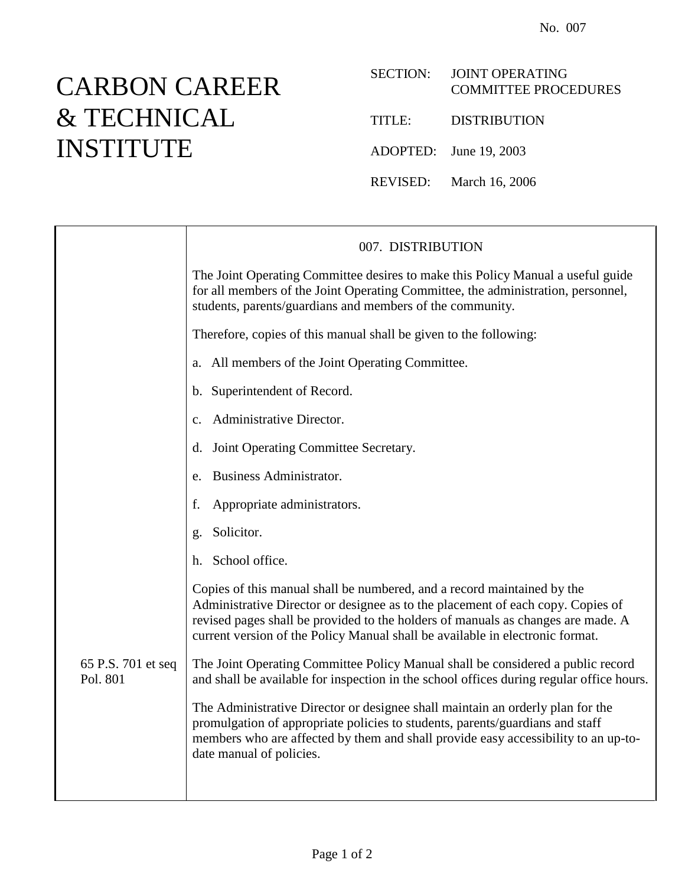No. 007

# CARBON CAREER & TECHNICAL INSTITUTE

SECTION: JOINT OPERATING COMMITTEE PROCEDURES

TITLE: DISTRIBUTION

ADOPTED: June 19, 2003

REVISED: March 16, 2006

## 007. DISTRIBUTION

The Joint Operating Committee desires to make this Policy Manual a useful guide for all members of the Joint Operating Committee, the administration, personnel, students, parents/guardians and members of the community.

Therefore, copies of this manual shall be given to the following:

a. All members of the Joint Operating Committee.

b. Superintendent of Record.

c. Administrative Director.

d. Joint Operating Committee Secretary.

e. Business Administrator.

f. Appropriate administrators.

g. Solicitor.

h. School office.

Copies of this manual shall be numbered, and a record maintained by the Administrative Director or designee as to the placement of each copy. Copies of revised pages shall be provided to the holders of manuals as changes are made. A current version of the Policy Manual shall be available in electronic format.

65 P.S. 701 et seq
Pol. 801

The Joint Operating Committee Policy Manual shall be considered a public record and shall be available for inspection in the school offices during regular office hours.

The Administrative Director or designee shall maintain an orderly plan for the promulgation of appropriate policies to students, parents/guardians and staff members who are affected by them and shall provide easy accessibility to an up-to-date manual of policies.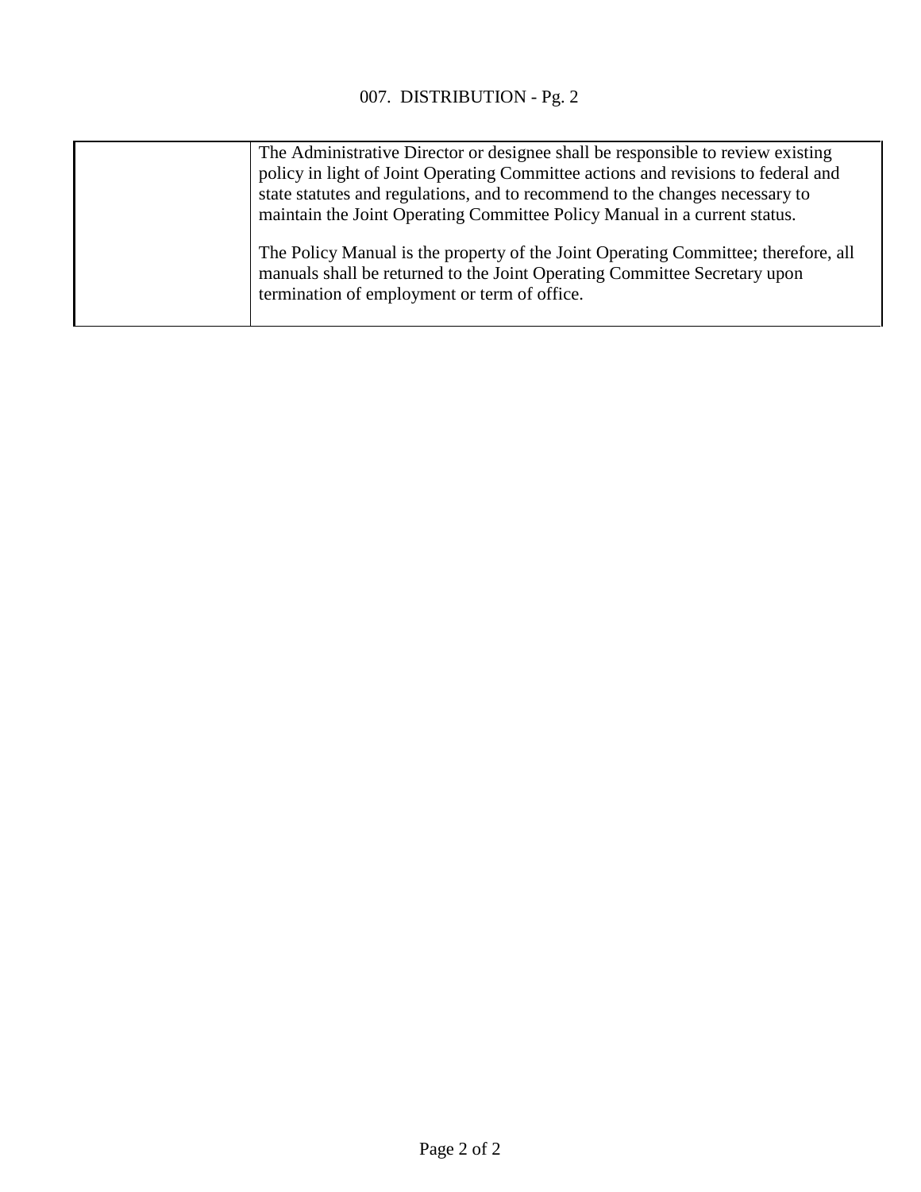007. DISTRIBUTION - Pg. 2

| | |
|---|---|
| | The Administrative Director or designee shall be responsible to review existing policy in light of Joint Operating Committee actions and revisions to federal and state statutes and regulations, and to recommend to the changes necessary to maintain the Joint Operating Committee Policy Manual in a current status.<br><br>The Policy Manual is the property of the Joint Operating Committee; therefore, all manuals shall be returned to the Joint Operating Committee Secretary upon termination of employment or term of office. |